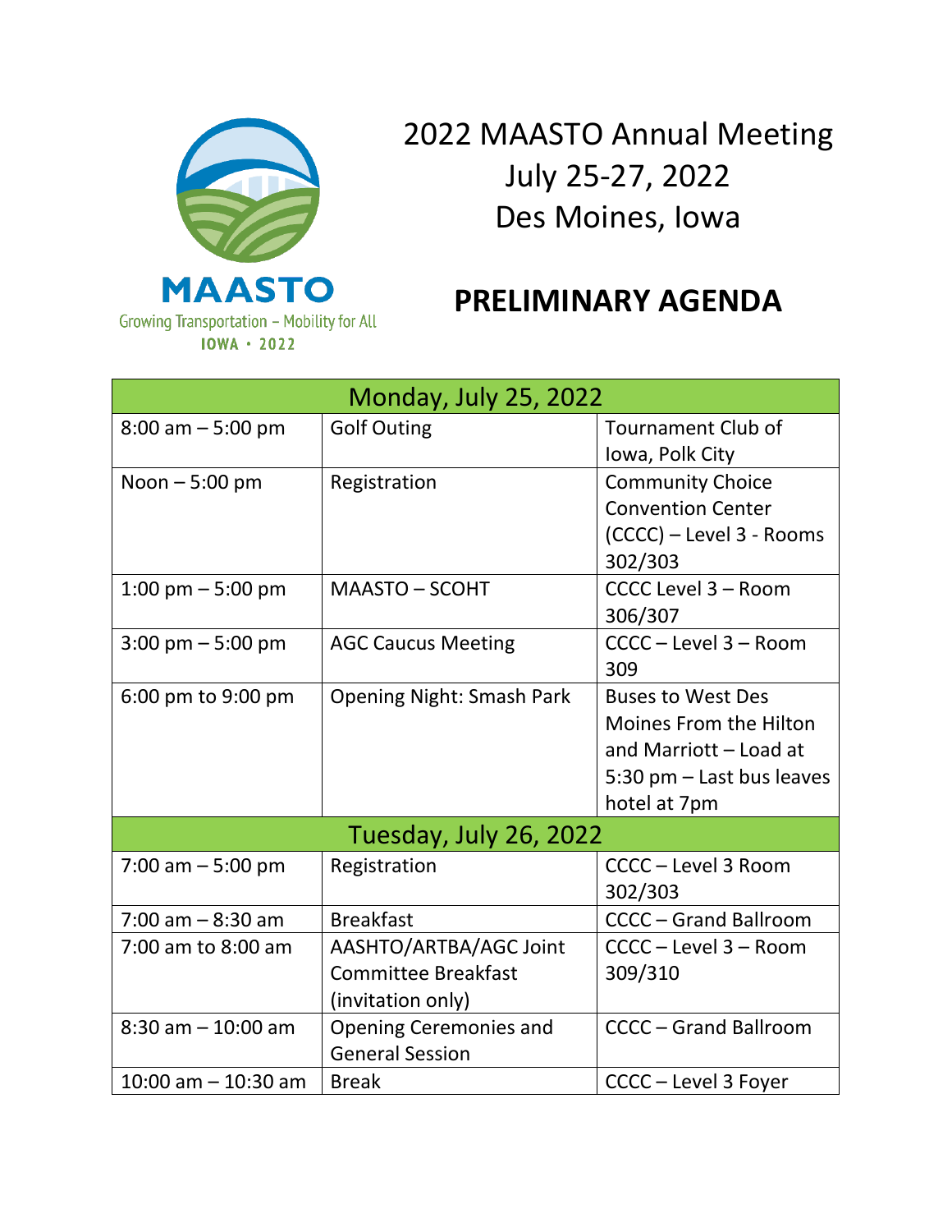MAASTO
Growing Transportation – Mobility for All
IOWA • 2022

# 2022 MAASTO Annual Meeting
## July 25-27, 2022
## Des Moines, Iowa

# PRELIMINARY AGENDA

| Monday, July 25, 2022 | | |
|---|---|---|
| 8:00 am – 5:00 pm | Golf Outing | Tournament Club of Iowa, Polk City |
| Noon – 5:00 pm | Registration | Community Choice Convention Center (CCCC) – Level 3 - Rooms 302/303 |
| 1:00 pm – 5:00 pm | MAASTO – SCOHT | CCCC Level 3 – Room 306/307 |
| 3:00 pm – 5:00 pm | AGC Caucus Meeting | CCCC – Level 3 – Room 309 |
| 6:00 pm to 9:00 pm | Opening Night: Smash Park | Buses to West Des Moines From the Hilton and Marriott – Load at 5:30 pm – Last bus leaves hotel at 7pm |
| **Tuesday, July 26, 2022** | | |
| 7:00 am – 5:00 pm | Registration | CCCC – Level 3 Room 302/303 |
| 7:00 am – 8:30 am | Breakfast | CCCC – Grand Ballroom |
| 7:00 am to 8:00 am | AASHTO/ARTBA/AGC Joint Committee Breakfast (invitation only) | CCCC – Level 3 – Room 309/310 |
| 8:30 am – 10:00 am | Opening Ceremonies and General Session | CCCC – Grand Ballroom |
| 10:00 am – 10:30 am | Break | CCCC – Level 3 Foyer |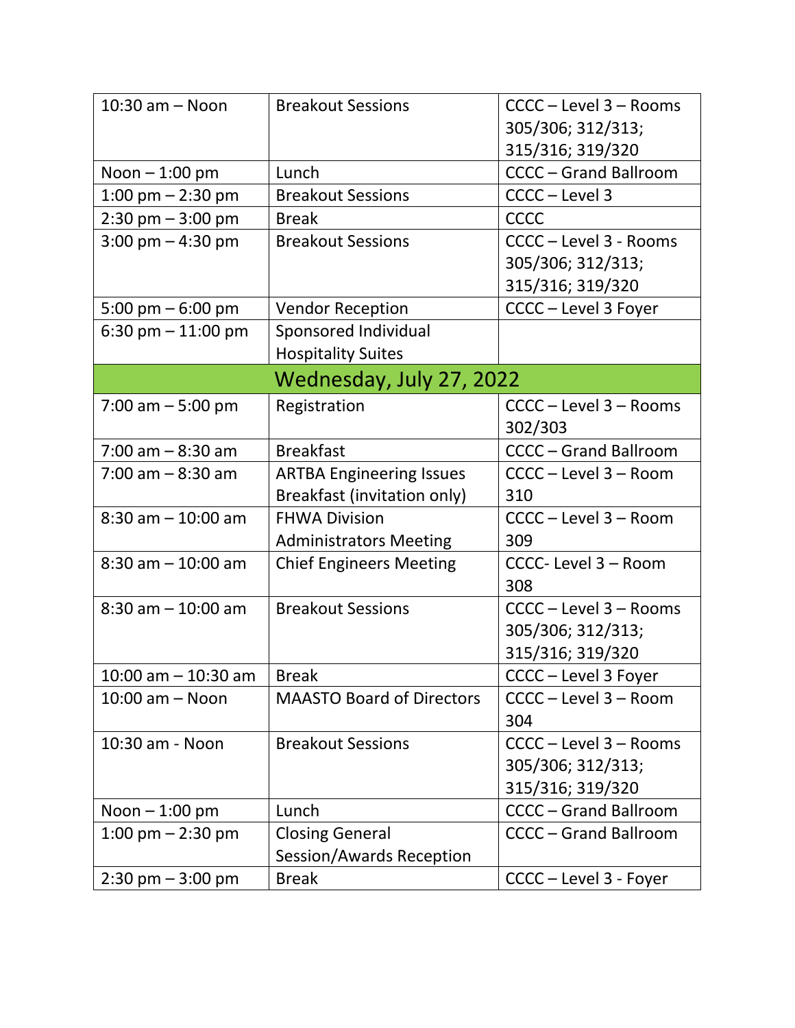| | | |
|---|---|---|
| 10:30 am – Noon | Breakout Sessions | CCCC – Level 3 – Rooms 305/306; 312/313; 315/316; 319/320 |
| Noon – 1:00 pm | Lunch | CCCC – Grand Ballroom |
| 1:00 pm – 2:30 pm | Breakout Sessions | CCCC – Level 3 |
| 2:30 pm – 3:00 pm | Break | CCCC |
| 3:00 pm – 4:30 pm | Breakout Sessions | CCCC – Level 3 - Rooms 305/306; 312/313; 315/316; 319/320 |
| 5:00 pm – 6:00 pm | Vendor Reception | CCCC – Level 3 Foyer |
| 6:30 pm – 11:00 pm | Sponsored Individual Hospitality Suites | |
| **Wednesday, July 27, 2022** | | |
| 7:00 am – 5:00 pm | Registration | CCCC – Level 3 – Rooms 302/303 |
| 7:00 am – 8:30 am | Breakfast | CCCC – Grand Ballroom |
| 7:00 am – 8:30 am | ARTBA Engineering Issues Breakfast (invitation only) | CCCC – Level 3 – Room 310 |
| 8:30 am – 10:00 am | FHWA Division Administrators Meeting | CCCC – Level 3 – Room 309 |
| 8:30 am – 10:00 am | Chief Engineers Meeting | CCCC- Level 3 – Room 308 |
| 8:30 am – 10:00 am | Breakout Sessions | CCCC – Level 3 – Rooms 305/306; 312/313; 315/316; 319/320 |
| 10:00 am – 10:30 am | Break | CCCC – Level 3 Foyer |
| 10:00 am – Noon | MAASTO Board of Directors | CCCC – Level 3 – Room 304 |
| 10:30 am - Noon | Breakout Sessions | CCCC – Level 3 – Rooms 305/306; 312/313; 315/316; 319/320 |
| Noon – 1:00 pm | Lunch | CCCC – Grand Ballroom |
| 1:00 pm – 2:30 pm | Closing General Session/Awards Reception | CCCC – Grand Ballroom |
| 2:30 pm – 3:00 pm | Break | CCCC – Level 3 - Foyer |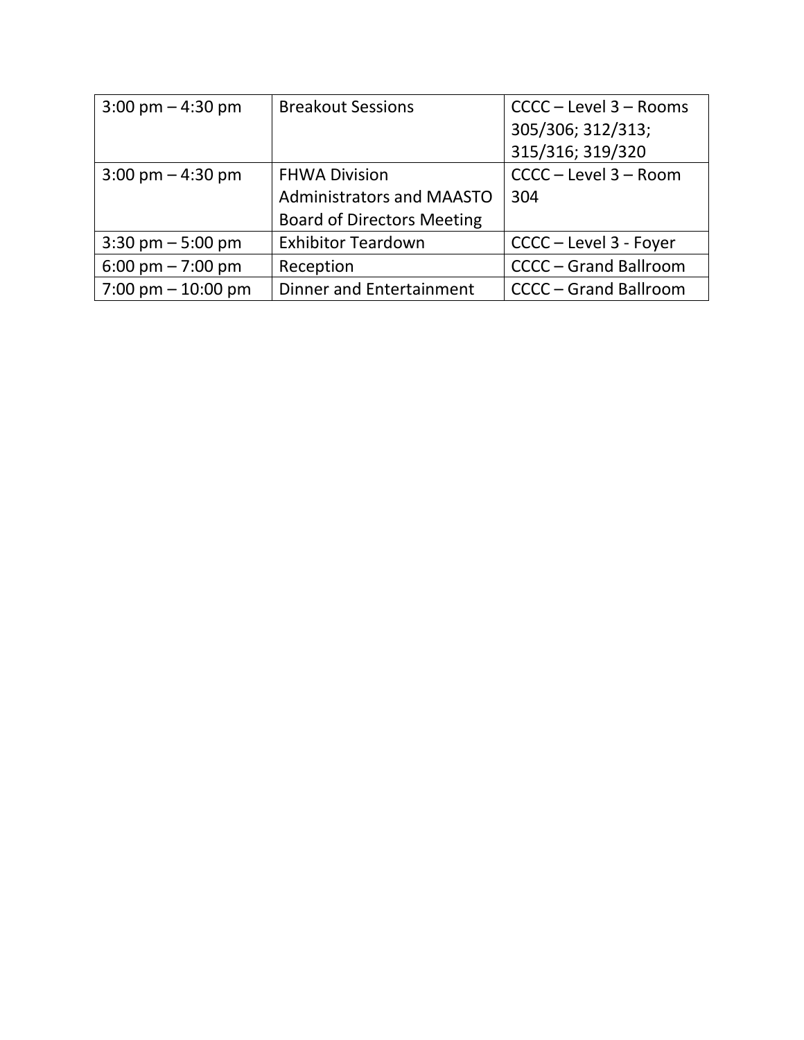| | | |
|---|---|---|
| 3:00 pm – 4:30 pm | Breakout Sessions | CCCC – Level 3 – Rooms 305/306; 312/313; 315/316; 319/320 |
| 3:00 pm – 4:30 pm | FHWA Division Administrators and MAASTO Board of Directors Meeting | CCCC – Level 3 – Room 304 |
| 3:30 pm – 5:00 pm | Exhibitor Teardown | CCCC – Level 3 - Foyer |
| 6:00 pm – 7:00 pm | Reception | CCCC – Grand Ballroom |
| 7:00 pm – 10:00 pm | Dinner and Entertainment | CCCC – Grand Ballroom |